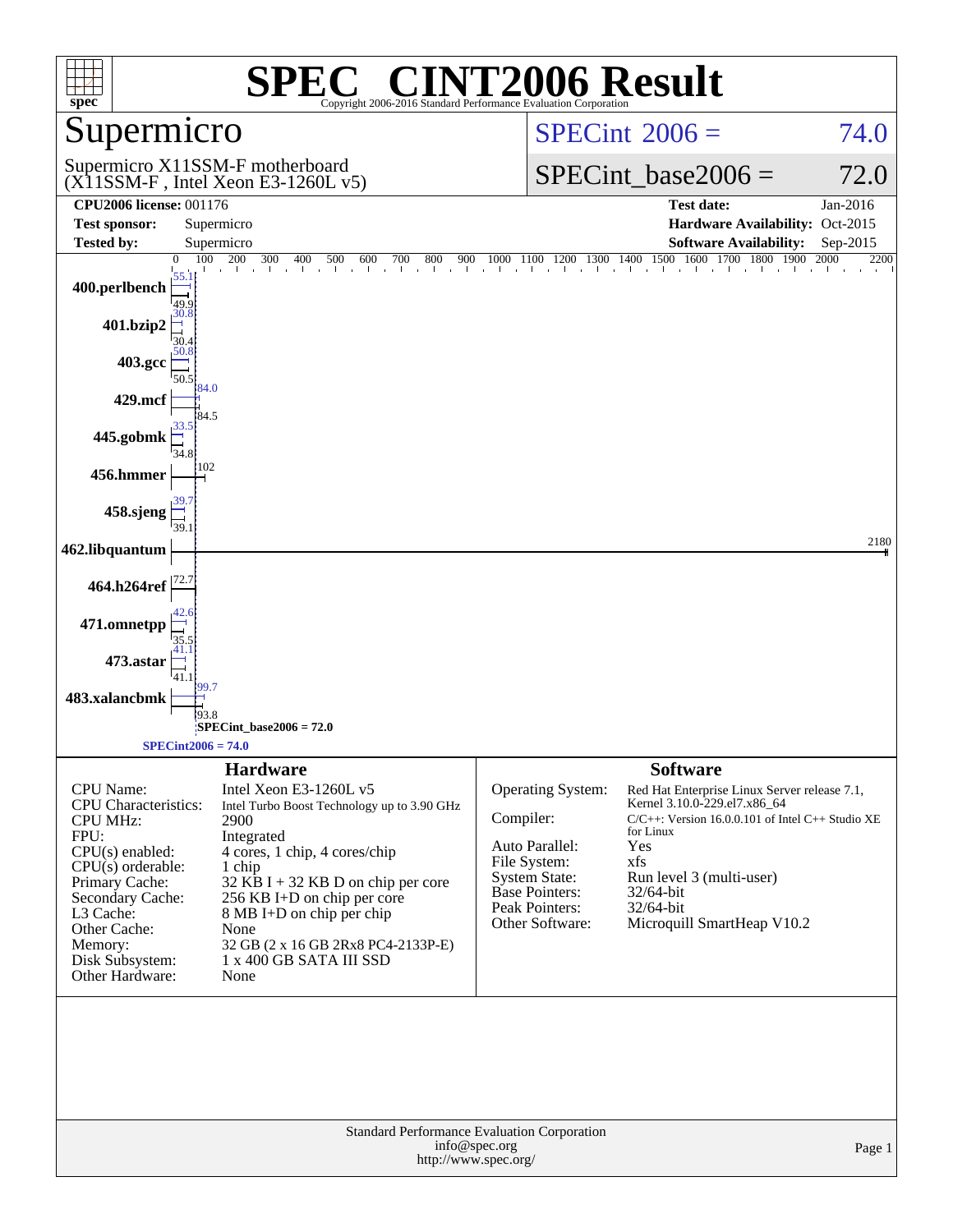# SPEC® CINT2006 Result

Copyright 2006-2016 Standard Performance Evaluation Corporation

## Supermicro

Supermicro X11SSM-F motherboard
(X11SSM-F , Intel Xeon E3-1260L v5)

SPECint 2006 = 74.0

SPECint_base2006 = 72.0

| | | | |
|---|---|---|---|
| **CPU2006 license:** 001176 | | **Test date:** | Jan-2016 |
| **Test sponsor:** | Supermicro | **Hardware Availability:** | Oct-2015 |
| **Tested by:** | Supermicro | **Software Availability:** | Sep-2015 |

| Benchmark | Peak | Base |
|---|---|---|
| 400.perlbench | 55.1 | 49.9 |
| 401.bzip2 | 30.8 | 30.4 |
| 403.gcc | 50.8 | 50.5 |
| 429.mcf | 84.0 | 84.5 |
| 445.gobmk | 33.5 | 34.8 |
| 456.hmmer | 102 | 102 |
| 458.sjeng | 39.7 | 39.1 |
| 462.libquantum | 2180 | 2180 |
| 464.h264ref | 72.7 | 72.7 |
| 471.omnetpp | 42.6 | 35.5 |
| 473.astar | 41.1 | 41.1 |
| 483.xalancbmk | 99.7 | 93.8 |

SPECint_base2006 = 72.0

SPECint2006 = 74.0

### Hardware

| | |
|---|---|
| CPU Name: | Intel Xeon E3-1260L v5 |
| CPU Characteristics: | Intel Turbo Boost Technology up to 3.90 GHz |
| CPU MHz: | 2900 |
| FPU: | Integrated |
| CPU(s) enabled: | 4 cores, 1 chip, 4 cores/chip |
| CPU(s) orderable: | 1 chip |
| Primary Cache: | 32 KB I + 32 KB D on chip per core |
| Secondary Cache: | 256 KB I+D on chip per core |
| L3 Cache: | 8 MB I+D on chip per chip |
| Other Cache: | None |
| Memory: | 32 GB (2 x 16 GB 2Rx8 PC4-2133P-E) |
| Disk Subsystem: | 1 x 400 GB SATA III SSD |
| Other Hardware: | None |

### Software

| | |
|---|---|
| Operating System: | Red Hat Enterprise Linux Server release 7.1, Kernel 3.10.0-229.el7.x86_64 |
| Compiler: | C/C++: Version 16.0.0.101 of Intel C++ Studio XE for Linux |
| Auto Parallel: | Yes |
| File System: | xfs |
| System State: | Run level 3 (multi-user) |
| Base Pointers: | 32/64-bit |
| Peak Pointers: | 32/64-bit |
| Other Software: | Microquill SmartHeap V10.2 |

Standard Performance Evaluation Corporation
info@spec.org
http://www.spec.org/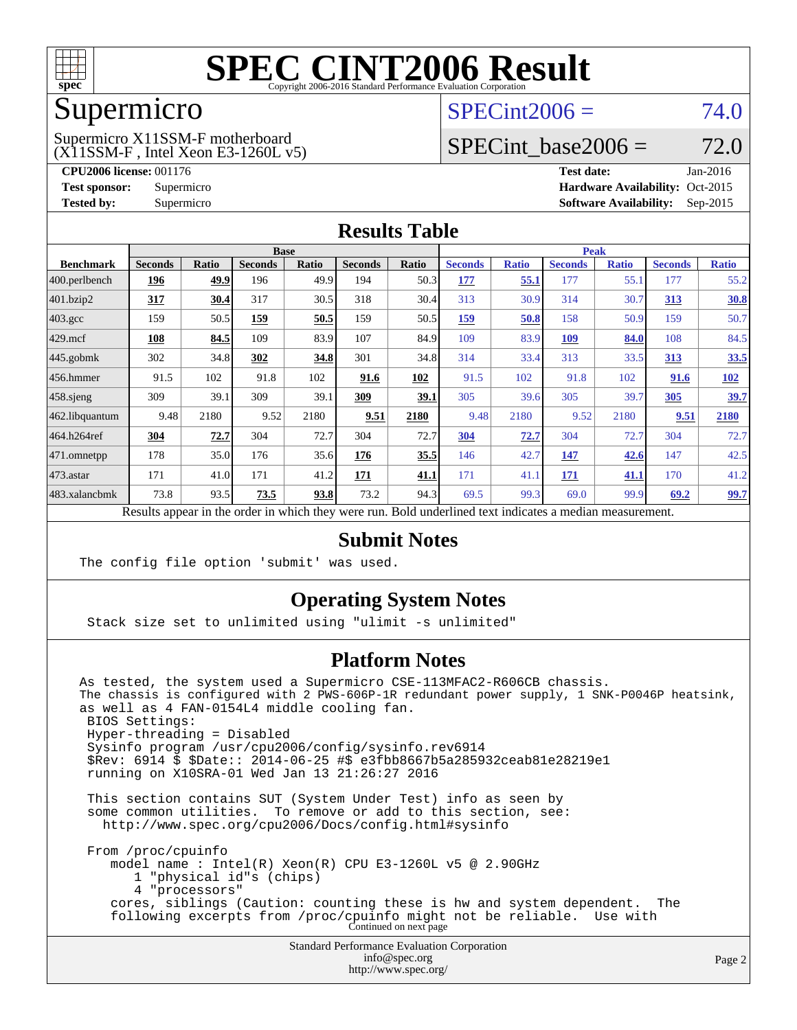# SPEC CINT2006 Result

Copyright 2006-2016 Standard Performance Evaluation Corporation

## Supermicro

Supermicro X11SSM-F motherboard
(X11SSM-F , Intel Xeon E3-1260L v5)

SPECint2006 = 74.0

SPECint_base2006 = 72.0

**CPU2006 license:** 001176
**Test sponsor:** Supermicro
**Tested by:** Supermicro

**Test date:** Jan-2016
**Hardware Availability:** Oct-2015
**Software Availability:** Sep-2015

## Results Table

| Benchmark | Base | | | | | | Peak | | | | | |
|---|---|---|---|---|---|---|---|---|---|---|---|---|
| | Seconds | Ratio | Seconds | Ratio | Seconds | Ratio | Seconds | Ratio | Seconds | Ratio | Seconds | Ratio |
| 400.perlbench | **196** | **49.9** | 196 | 49.9 | 194 | 50.3 | **177** | **55.1** | 177 | 55.1 | 177 | 55.2 |
| 401.bzip2 | **317** | **30.4** | 317 | 30.5 | 318 | 30.4 | 313 | 30.9 | 314 | 30.7 | **313** | **30.8** |
| 403.gcc | 159 | 50.5 | **159** | **50.5** | 159 | 50.5 | **159** | **50.8** | 158 | 50.9 | 159 | 50.7 |
| 429.mcf | **108** | **84.5** | 109 | 83.9 | 107 | 84.9 | 109 | 83.9 | **109** | **84.0** | 108 | 84.5 |
| 445.gobmk | 302 | 34.8 | **302** | **34.8** | 301 | 34.8 | 314 | 33.4 | 313 | 33.5 | **313** | **33.5** |
| 456.hmmer | 91.5 | 102 | 91.8 | 102 | **91.6** | **102** | 91.5 | 102 | 91.8 | 102 | **91.6** | **102** |
| 458.sjeng | 309 | 39.1 | 309 | 39.1 | **309** | **39.1** | 305 | 39.6 | 305 | 39.7 | **305** | **39.7** |
| 462.libquantum | 9.48 | 2180 | 9.52 | 2180 | **9.51** | **2180** | 9.48 | 2180 | 9.52 | 2180 | **9.51** | **2180** |
| 464.h264ref | **304** | **72.7** | 304 | 72.7 | 304 | 72.7 | **304** | **72.7** | 304 | 72.7 | 304 | 72.7 |
| 471.omnetpp | 178 | 35.0 | 176 | 35.6 | **176** | **35.5** | 146 | 42.7 | **147** | **42.6** | 147 | 42.5 |
| 473.astar | 171 | 41.0 | 171 | 41.2 | **171** | **41.1** | 171 | 41.1 | **171** | **41.1** | 170 | 41.2 |
| 483.xalancbmk | 73.8 | 93.5 | **73.5** | **93.8** | 73.2 | 94.3 | 69.5 | 99.3 | 69.0 | 99.9 | **69.2** | **99.7** |

Results appear in the order in which they were run. Bold underlined text indicates a median measurement.

## Submit Notes

```
The config file option 'submit' was used.
```

## Operating System Notes

```
Stack size set to unlimited using "ulimit -s unlimited"
```

## Platform Notes

```
As tested, the system used a Supermicro CSE-113MFAC2-R606CB chassis.
The chassis is configured with 2 PWS-606P-1R redundant power supply, 1 SNK-P0046P heatsink,
as well as 4 FAN-0154L4 middle cooling fan.
 BIOS Settings:
 Hyper-threading = Disabled
 Sysinfo program /usr/cpu2006/config/sysinfo.rev6914
 $Rev: 6914 $ $Date:: 2014-06-25 #$ e3fbb8667b5a285932ceab81e28219e1
 running on X10SRA-01 Wed Jan 13 21:26:27 2016

 This section contains SUT (System Under Test) info as seen by
 some common utilities.  To remove or add to this section, see:
   http://www.spec.org/cpu2006/Docs/config.html#sysinfo

 From /proc/cpuinfo
    model name : Intel(R) Xeon(R) CPU E3-1260L v5 @ 2.90GHz
       1 "physical id"s (chips)
       4 "processors"
    cores, siblings (Caution: counting these is hw and system dependent.  The
    following excerpts from /proc/cpuinfo might not be reliable.  Use with
```

Continued on next page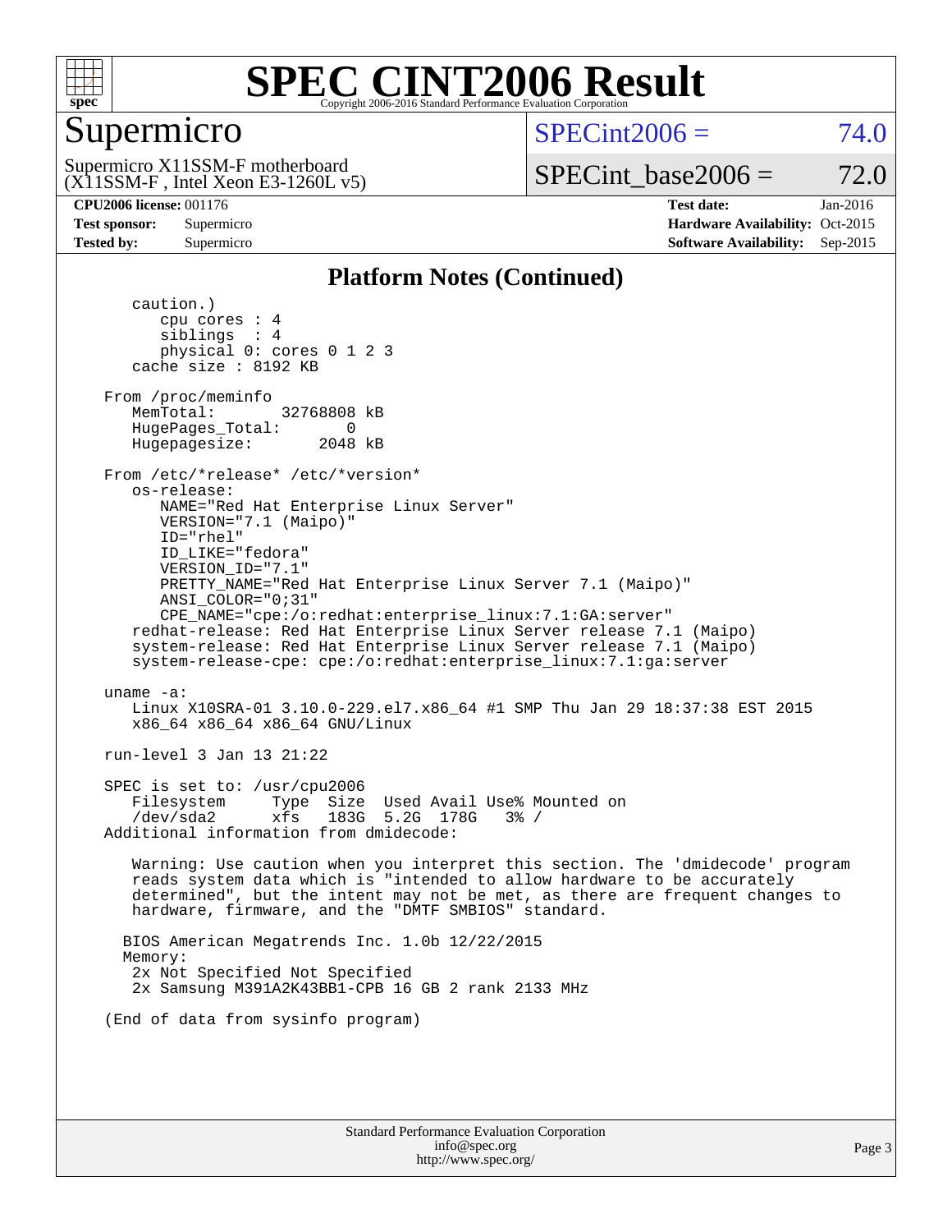# SPEC CINT2006 Result

Copyright 2006-2016 Standard Performance Evaluation Corporation

## Supermicro

Supermicro X11SSM-F motherboard
(X11SSM-F , Intel Xeon E3-1260L v5)

SPECint2006 = 74.0

SPECint_base2006 = 72.0

**CPU2006 license:** 001176 | **Test date:** Jan-2016
**Test sponsor:** Supermicro | **Hardware Availability:** Oct-2015
**Tested by:** Supermicro | **Software Availability:** Sep-2015

### Platform Notes (Continued)

```
      caution.)
         cpu cores : 4
         siblings  : 4
         physical 0: cores 0 1 2 3
      cache size : 8192 KB

   From /proc/meminfo
      MemTotal:       32768808 kB
      HugePages_Total:       0
      Hugepagesize:       2048 kB

   From /etc/*release* /etc/*version*
      os-release:
         NAME="Red Hat Enterprise Linux Server"
         VERSION="7.1 (Maipo)"
         ID="rhel"
         ID_LIKE="fedora"
         VERSION_ID="7.1"
         PRETTY_NAME="Red Hat Enterprise Linux Server 7.1 (Maipo)"
         ANSI_COLOR="0;31"
         CPE_NAME="cpe:/o:redhat:enterprise_linux:7.1:GA:server"
      redhat-release: Red Hat Enterprise Linux Server release 7.1 (Maipo)
      system-release: Red Hat Enterprise Linux Server release 7.1 (Maipo)
      system-release-cpe: cpe:/o:redhat:enterprise_linux:7.1:ga:server

   uname -a:
      Linux X10SRA-01 3.10.0-229.el7.x86_64 #1 SMP Thu Jan 29 18:37:38 EST 2015
      x86_64 x86_64 x86_64 GNU/Linux

   run-level 3 Jan 13 21:22

   SPEC is set to: /usr/cpu2006
      Filesystem     Type  Size  Used Avail Use% Mounted on
      /dev/sda2      xfs   183G  5.2G  178G   3% /
   Additional information from dmidecode:

      Warning: Use caution when you interpret this section. The 'dmidecode' program
      reads system data which is "intended to allow hardware to be accurately
      determined", but the intent may not be met, as there are frequent changes to
      hardware, firmware, and the "DMTF SMBIOS" standard.

     BIOS American Megatrends Inc. 1.0b 12/22/2015
     Memory:
      2x Not Specified Not Specified
      2x Samsung M391A2K43BB1-CPB 16 GB 2 rank 2133 MHz

   (End of data from sysinfo program)
```

Standard Performance Evaluation Corporation
info@spec.org
http://www.spec.org/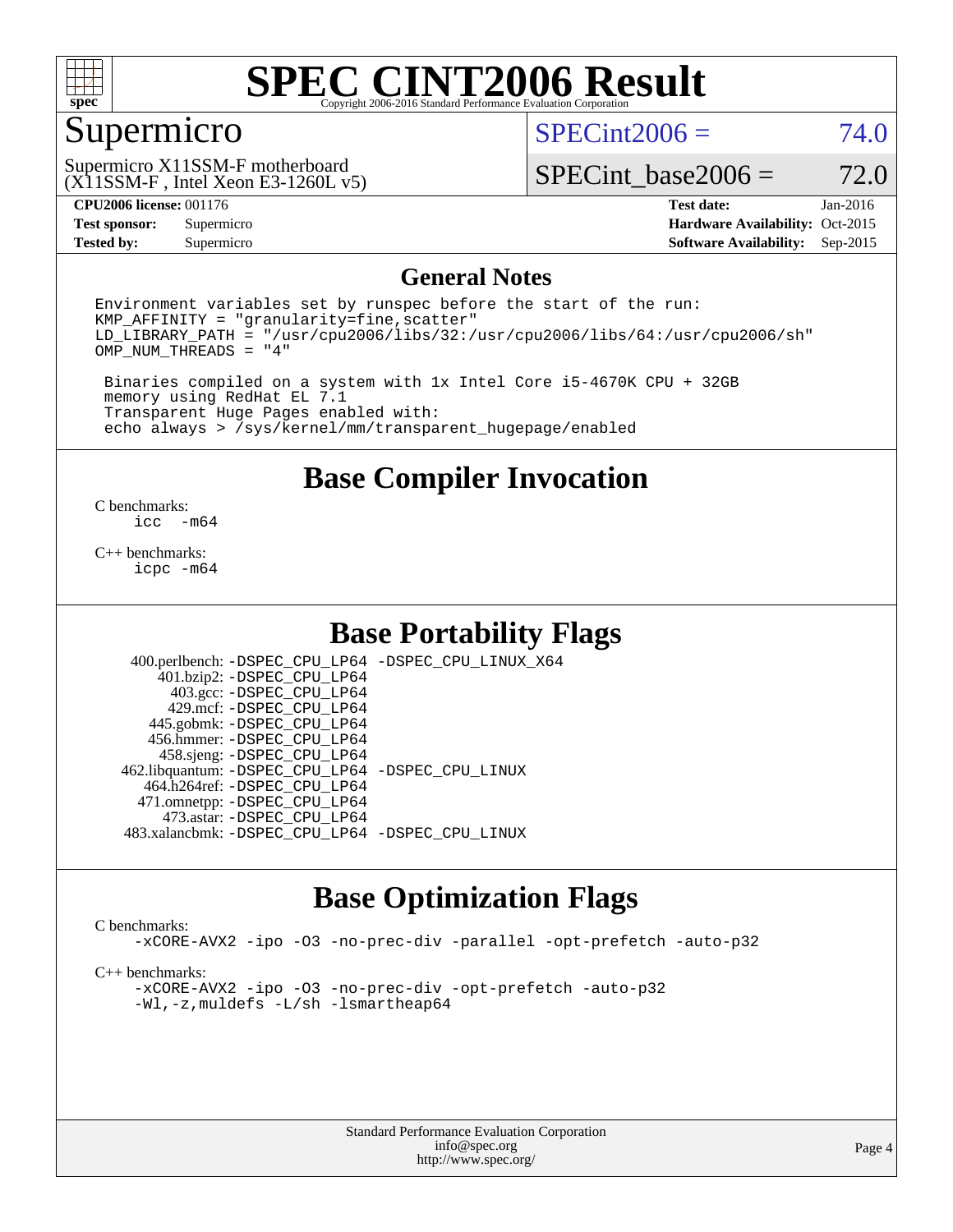# SPEC CINT2006 Result

Copyright 2006-2016 Standard Performance Evaluation Corporation

## Supermicro

Supermicro X11SSM-F motherboard
(X11SSM-F , Intel Xeon E3-1260L v5)

SPECint2006 = 74.0

SPECint_base2006 = 72.0

| | | | |
|---|---|---|---|
| **CPU2006 license:** 001176 | | **Test date:** | Jan-2016 |
| **Test sponsor:** | Supermicro | **Hardware Availability:** | Oct-2015 |
| **Tested by:** | Supermicro | **Software Availability:** | Sep-2015 |

## General Notes

```
Environment variables set by runspec before the start of the run:
KMP_AFFINITY = "granularity=fine,scatter"
LD_LIBRARY_PATH = "/usr/cpu2006/libs/32:/usr/cpu2006/libs/64:/usr/cpu2006/sh"
OMP_NUM_THREADS = "4"

 Binaries compiled on a system with 1x Intel Core i5-4670K CPU + 32GB
 memory using RedHat EL 7.1
 Transparent Huge Pages enabled with:
 echo always > /sys/kernel/mm/transparent_hugepage/enabled
```

## Base Compiler Invocation

C benchmarks:
    icc  -m64

C++ benchmarks:
    icpc -m64

## Base Portability Flags

400.perlbench: -DSPEC_CPU_LP64 -DSPEC_CPU_LINUX_X64
401.bzip2: -DSPEC_CPU_LP64
403.gcc: -DSPEC_CPU_LP64
429.mcf: -DSPEC_CPU_LP64
445.gobmk: -DSPEC_CPU_LP64
456.hmmer: -DSPEC_CPU_LP64
458.sjeng: -DSPEC_CPU_LP64
462.libquantum: -DSPEC_CPU_LP64 -DSPEC_CPU_LINUX
464.h264ref: -DSPEC_CPU_LP64
471.omnetpp: -DSPEC_CPU_LP64
473.astar: -DSPEC_CPU_LP64
483.xalancbmk: -DSPEC_CPU_LP64 -DSPEC_CPU_LINUX

## Base Optimization Flags

C benchmarks:
    -xCORE-AVX2 -ipo -O3 -no-prec-div -parallel -opt-prefetch -auto-p32

C++ benchmarks:
    -xCORE-AVX2 -ipo -O3 -no-prec-div -opt-prefetch -auto-p32
    -Wl,-z,muldefs -L/sh -lsmartheap64

Standard Performance Evaluation Corporation
info@spec.org
http://www.spec.org/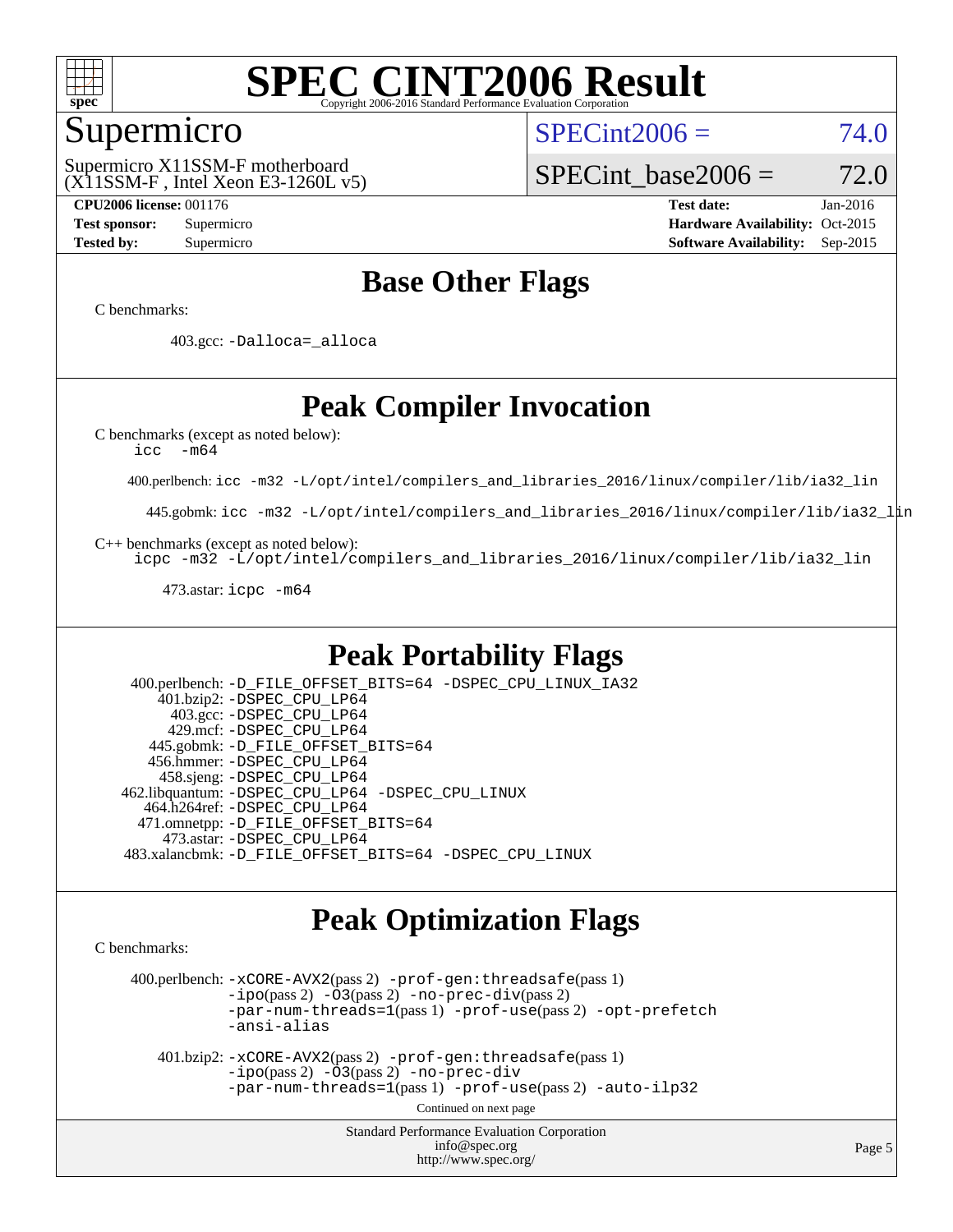# SPEC CINT2006 Result

## Supermicro

Supermicro X11SSM-F motherboard
(X11SSM-F , Intel Xeon E3-1260L v5)

SPECint2006 = 74.0

SPECint_base2006 = 72.0

**CPU2006 license:** 001176 | **Test date:** Jan-2016
**Test sponsor:** Supermicro | **Hardware Availability:** Oct-2015
**Tested by:** Supermicro | **Software Availability:** Sep-2015

## Base Other Flags

C benchmarks:

403.gcc: `-Dalloca=_alloca`

## Peak Compiler Invocation

C benchmarks (except as noted below):
`icc -m64`

400.perlbench: `icc -m32 -L/opt/intel/compilers_and_libraries_2016/linux/compiler/lib/ia32_lin`

445.gobmk: `icc -m32 -L/opt/intel/compilers_and_libraries_2016/linux/compiler/lib/ia32_lin`

C++ benchmarks (except as noted below):
`icpc -m32 -L/opt/intel/compilers_and_libraries_2016/linux/compiler/lib/ia32_lin`

473.astar: `icpc -m64`

## Peak Portability Flags

400.perlbench: `-D_FILE_OFFSET_BITS=64 -DSPEC_CPU_LINUX_IA32`
401.bzip2: `-DSPEC_CPU_LP64`
403.gcc: `-DSPEC_CPU_LP64`
429.mcf: `-DSPEC_CPU_LP64`
445.gobmk: `-D_FILE_OFFSET_BITS=64`
456.hmmer: `-DSPEC_CPU_LP64`
458.sjeng: `-DSPEC_CPU_LP64`
462.libquantum: `-DSPEC_CPU_LP64 -DSPEC_CPU_LINUX`
464.h264ref: `-DSPEC_CPU_LP64`
471.omnetpp: `-D_FILE_OFFSET_BITS=64`
473.astar: `-DSPEC_CPU_LP64`
483.xalancbmk: `-D_FILE_OFFSET_BITS=64 -DSPEC_CPU_LINUX`

## Peak Optimization Flags

C benchmarks:

400.perlbench: `-xCORE-AVX2`(pass 2) `-prof-gen:threadsafe`(pass 1) `-ipo`(pass 2) `-O3`(pass 2) `-no-prec-div`(pass 2) `-par-num-threads=1`(pass 1) `-prof-use`(pass 2) `-opt-prefetch` `-ansi-alias`

401.bzip2: `-xCORE-AVX2`(pass 2) `-prof-gen:threadsafe`(pass 1) `-ipo`(pass 2) `-O3`(pass 2) `-no-prec-div` `-par-num-threads=1`(pass 1) `-prof-use`(pass 2) `-auto-ilp32`

Continued on next page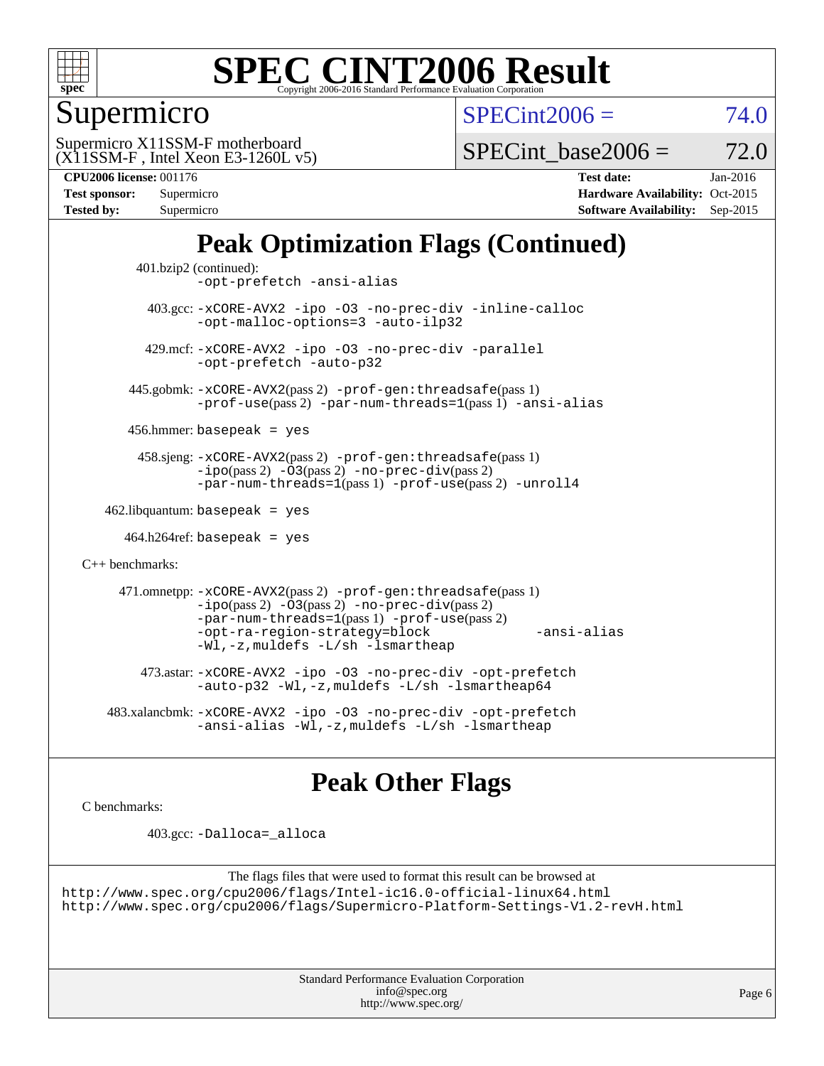# SPEC CINT2006 Result

Copyright 2006-2016 Standard Performance Evaluation Corporation

## Supermicro

Supermicro X11SSM-F motherboard
(X11SSM-F , Intel Xeon E3-1260L v5)

SPECint2006 = 74.0

SPECint_base2006 = 72.0

**CPU2006 license:** 001176
**Test sponsor:** Supermicro
**Tested by:** Supermicro

**Test date:** Jan-2016
**Hardware Availability:** Oct-2015
**Software Availability:** Sep-2015

## Peak Optimization Flags (Continued)

401.bzip2 (continued):
`-opt-prefetch -ansi-alias`

403.gcc: `-xCORE-AVX2 -ipo -O3 -no-prec-div -inline-calloc -opt-malloc-options=3 -auto-ilp32`

429.mcf: `-xCORE-AVX2 -ipo -O3 -no-prec-div -parallel -opt-prefetch -auto-p32`

445.gobmk: `-xCORE-AVX2`(pass 2) `-prof-gen:threadsafe`(pass 1) `-prof-use`(pass 2) `-par-num-threads=1`(pass 1) `-ansi-alias`

456.hmmer: `basepeak = yes`

458.sjeng: `-xCORE-AVX2`(pass 2) `-prof-gen:threadsafe`(pass 1) `-ipo`(pass 2) `-O3`(pass 2) `-no-prec-div`(pass 2) `-par-num-threads=1`(pass 1) `-prof-use`(pass 2) `-unroll4`

462.libquantum: `basepeak = yes`

464.h264ref: `basepeak = yes`

C++ benchmarks:

471.omnetpp: `-xCORE-AVX2`(pass 2) `-prof-gen:threadsafe`(pass 1) `-ipo`(pass 2) `-O3`(pass 2) `-no-prec-div`(pass 2) `-par-num-threads=1`(pass 1) `-prof-use`(pass 2) `-opt-ra-region-strategy=block -ansi-alias -Wl,-z,muldefs -L/sh -lsmartheap`

473.astar: `-xCORE-AVX2 -ipo -O3 -no-prec-div -opt-prefetch -auto-p32 -Wl,-z,muldefs -L/sh -lsmartheap64`

483.xalancbmk: `-xCORE-AVX2 -ipo -O3 -no-prec-div -opt-prefetch -ansi-alias -Wl,-z,muldefs -L/sh -lsmartheap`

## Peak Other Flags

C benchmarks:

403.gcc: `-Dalloca=_alloca`

The flags files that were used to format this result can be browsed at
http://www.spec.org/cpu2006/flags/Intel-ic16.0-official-linux64.html
http://www.spec.org/cpu2006/flags/Supermicro-Platform-Settings-V1.2-revH.html

Standard Performance Evaluation Corporation
info@spec.org
http://www.spec.org/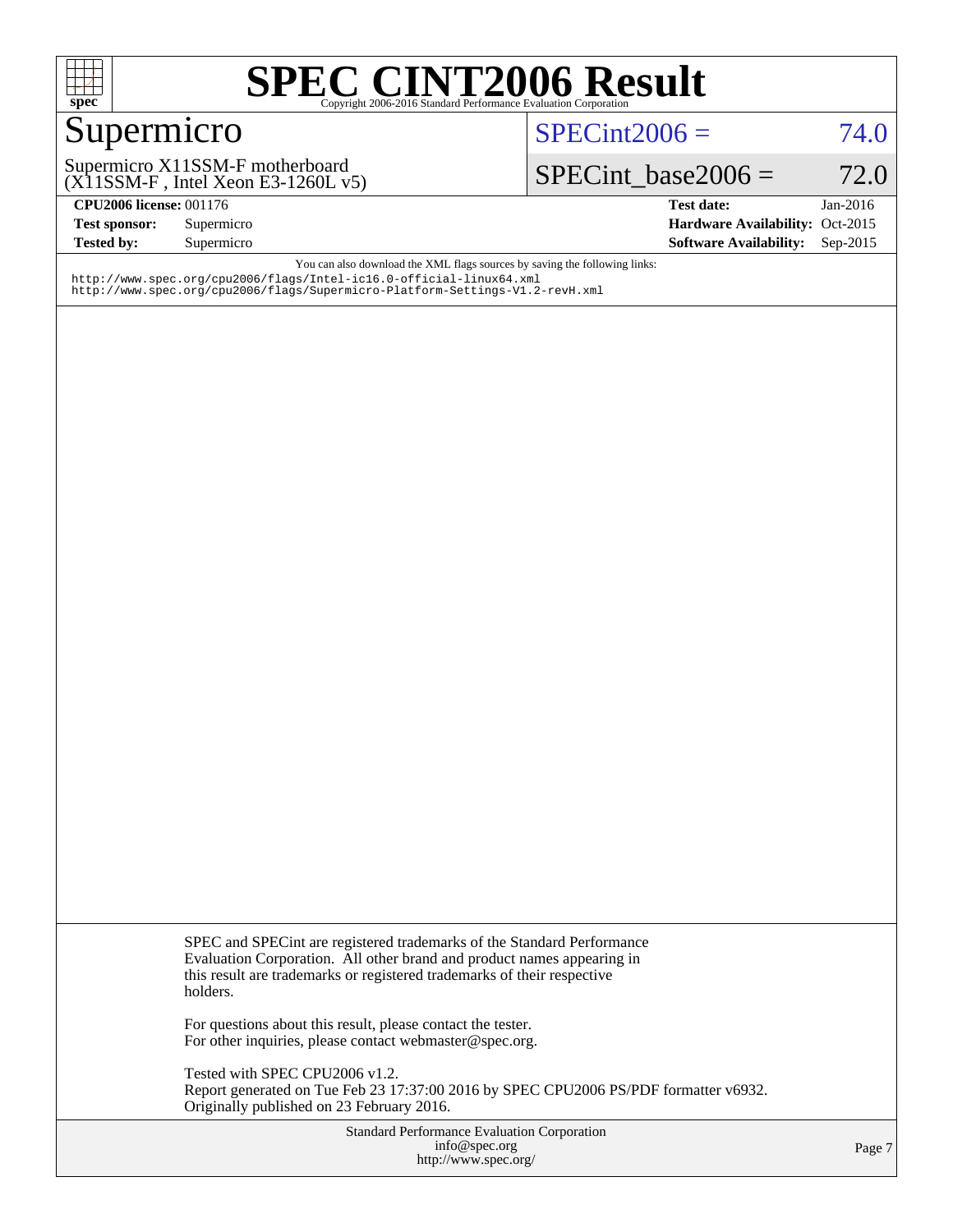# SPEC CINT2006 Result

Copyright 2006-2016 Standard Performance Evaluation Corporation

## Supermicro

Supermicro X11SSM-F motherboard
(X11SSM-F , Intel Xeon E3-1260L v5)

SPECint2006 = 74.0

SPECint_base2006 = 72.0

| | | | |
|---|---|---|---|
| **CPU2006 license:** 001176 | | **Test date:** | Jan-2016 |
| **Test sponsor:** | Supermicro | **Hardware Availability:** | Oct-2015 |
| **Tested by:** | Supermicro | **Software Availability:** | Sep-2015 |

You can also download the XML flags sources by saving the following links:

```
http://www.spec.org/cpu2006/flags/Intel-ic16.0-official-linux64.xml
http://www.spec.org/cpu2006/flags/Supermicro-Platform-Settings-V1.2-revH.xml
```

SPEC and SPECint are registered trademarks of the Standard Performance Evaluation Corporation. All other brand and product names appearing in this result are trademarks or registered trademarks of their respective holders.

For questions about this result, please contact the tester.
For other inquiries, please contact webmaster@spec.org.

Tested with SPEC CPU2006 v1.2.
Report generated on Tue Feb 23 17:37:00 2016 by SPEC CPU2006 PS/PDF formatter v6932.
Originally published on 23 February 2016.

Standard Performance Evaluation Corporation
info@spec.org
http://www.spec.org/